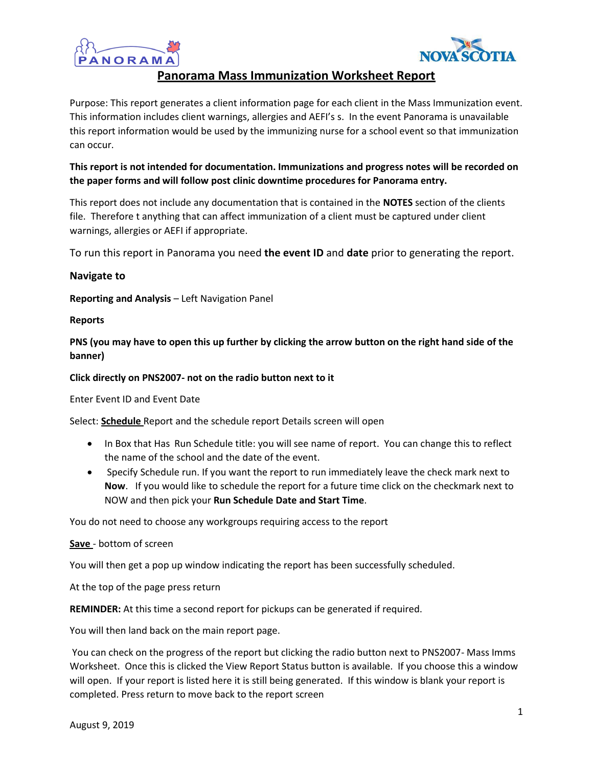# Panorama Mass Immunization Worksheet Report

Purpose: This report generates a client information page for each client in the Mass Immunization event. This information includes client warnings, allergies and AEFI's s. In the event Panorama is unavailable this report information would be used by the immunizing nurse for a school event so that immunization can occur.

**This report is not intended for documentation. Immunizations and progress notes will be recorded on the paper forms and will follow post clinic downtime procedures for Panorama entry.**

This report does not include any documentation that is contained in the **NOTES** section of the clients file. Therefore t anything that can affect immunization of a client must be captured under client warnings, allergies or AEFI if appropriate.

To run this report in Panorama you need **the event ID** and **date** prior to generating the report.

**Navigate to**

**Reporting and Analysis** – Left Navigation Panel

**Reports**

**PNS (you may have to open this up further by clicking the arrow button on the right hand side of the banner)**

**Click directly on PNS2007- not on the radio button next to it**

Enter Event ID and Event Date

Select: **Schedule** Report and the schedule report Details screen will open

- In Box that Has Run Schedule title: you will see name of report. You can change this to reflect the name of the school and the date of the event.
- Specify Schedule run. If you want the report to run immediately leave the check mark next to **Now**. If you would like to schedule the report for a future time click on the checkmark next to NOW and then pick your **Run Schedule Date and Start Time**.

You do not need to choose any workgroups requiring access to the report

**Save** - bottom of screen

You will then get a pop up window indicating the report has been successfully scheduled.

At the top of the page press return

**REMINDER:** At this time a second report for pickups can be generated if required.

You will then land back on the main report page.

You can check on the progress of the report but clicking the radio button next to PNS2007- Mass Imms Worksheet. Once this is clicked the View Report Status button is available. If you choose this a window will open. If your report is listed here it is still being generated. If this window is blank your report is completed. Press return to move back to the report screen

August 9, 2019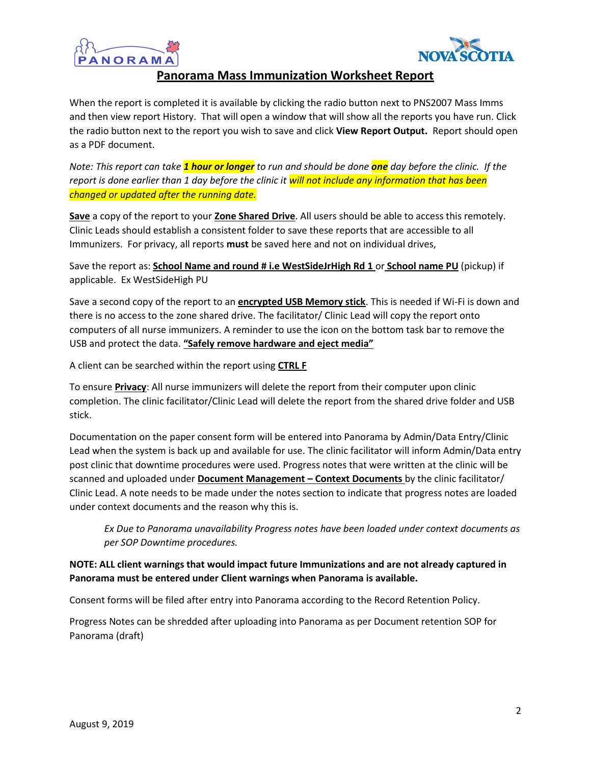# Panorama Mass Immunization Worksheet Report

When the report is completed it is available by clicking the radio button next to PNS2007 Mass Imms and then view report History. That will open a window that will show all the reports you have run. Click the radio button next to the report you wish to save and click **View Report Output.** Report should open as a PDF document.

*Note: This report can take **1 hour or longer** to run and should be done **one** day before the clinic. If the report is done earlier than 1 day before the clinic it will not include any information that has been changed or updated after the running date.*

**Save** a copy of the report to your **Zone Shared Drive**. All users should be able to access this remotely. Clinic Leads should establish a consistent folder to save these reports that are accessible to all Immunizers. For privacy, all reports **must** be saved here and not on individual drives,

Save the report as: **School Name and round # i.e WestSideJrHigh Rd 1** or **School name PU** (pickup) if applicable. Ex WestSideHigh PU

Save a second copy of the report to an **encrypted USB Memory stick**. This is needed if Wi-Fi is down and there is no access to the zone shared drive. The facilitator/ Clinic Lead will copy the report onto computers of all nurse immunizers. A reminder to use the icon on the bottom task bar to remove the USB and protect the data. **"Safely remove hardware and eject media"**

A client can be searched within the report using **CTRL F**

To ensure **Privacy**: All nurse immunizers will delete the report from their computer upon clinic completion. The clinic facilitator/Clinic Lead will delete the report from the shared drive folder and USB stick.

Documentation on the paper consent form will be entered into Panorama by Admin/Data Entry/Clinic Lead when the system is back up and available for use. The clinic facilitator will inform Admin/Data entry post clinic that downtime procedures were used. Progress notes that were written at the clinic will be scanned and uploaded under **Document Management – Context Documents** by the clinic facilitator/ Clinic Lead. A note needs to be made under the notes section to indicate that progress notes are loaded under context documents and the reason why this is.

> *Ex Due to Panorama unavailability Progress notes have been loaded under context documents as per SOP Downtime procedures.*

**NOTE: ALL client warnings that would impact future Immunizations and are not already captured in Panorama must be entered under Client warnings when Panorama is available.**

Consent forms will be filed after entry into Panorama according to the Record Retention Policy.

Progress Notes can be shredded after uploading into Panorama as per Document retention SOP for Panorama (draft)

August 9, 2019